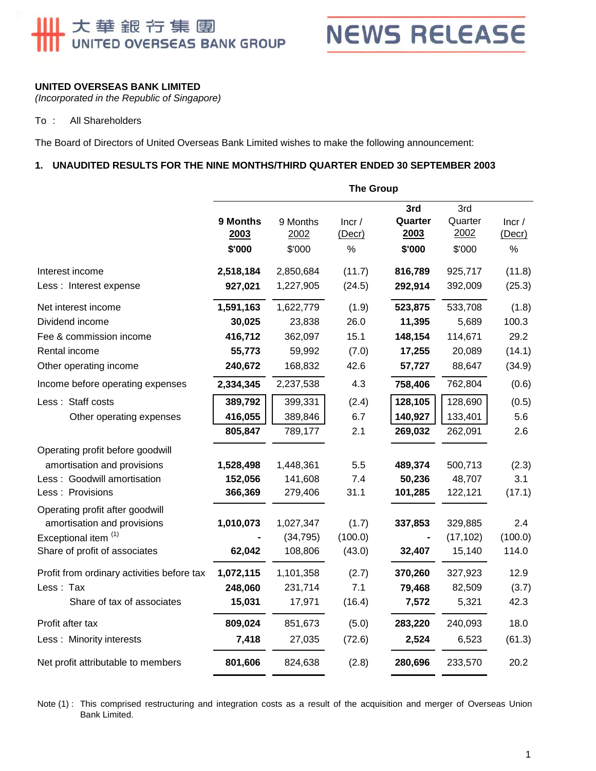大華銀行集團 UNITED OVERSEAS BANK GROUP

NEWS RELEASE

**UNITED OVERSEAS BANK LIMITED**
*(Incorporated in the Republic of Singapore)*

To : All Shareholders

The Board of Directors of United Overseas Bank Limited wishes to make the following announcement:

## 1. UNAUDITED RESULTS FOR THE NINE MONTHS/THIRD QUARTER ENDED 30 SEPTEMBER 2003

| | The Group | | | | | |
|---|---|---|---|---|---|---|
| | **9 Months 2003** | 9 Months 2002 | Incr / (Decr) | **3rd Quarter 2003** | 3rd Quarter 2002 | Incr / (Decr) |
| | **$'000** | $'000 | % | **$'000** | $'000 | % |
| Interest income | **2,518,184** | 2,850,684 | (11.7) | **816,789** | 925,717 | (11.8) |
| Less : Interest expense | **927,021** | 1,227,905 | (24.5) | **292,914** | 392,009 | (25.3) |
| Net interest income | **1,591,163** | 1,622,779 | (1.9) | **523,875** | 533,708 | (1.8) |
| Dividend income | **30,025** | 23,838 | 26.0 | **11,395** | 5,689 | 100.3 |
| Fee & commission income | **416,712** | 362,097 | 15.1 | **148,154** | 114,671 | 29.2 |
| Rental income | **55,773** | 59,992 | (7.0) | **17,255** | 20,089 | (14.1) |
| Other operating income | **240,672** | 168,832 | 42.6 | **57,727** | 88,647 | (34.9) |
| Income before operating expenses | **2,334,345** | 2,237,538 | 4.3 | **758,406** | 762,804 | (0.6) |
| Less : Staff costs | **389,792** | 399,331 | (2.4) | **128,105** | 128,690 | (0.5) |
| Other operating expenses | **416,055** | 389,846 | 6.7 | **140,927** | 133,401 | 5.6 |
| | **805,847** | 789,177 | 2.1 | **269,032** | 262,091 | 2.6 |
| Operating profit before goodwill amortisation and provisions | **1,528,498** | 1,448,361 | 5.5 | **489,374** | 500,713 | (2.3) |
| Less : Goodwill amortisation | **152,056** | 141,608 | 7.4 | **50,236** | 48,707 | 3.1 |
| Less : Provisions | **366,369** | 279,406 | 31.1 | **101,285** | 122,121 | (17.1) |
| Operating profit after goodwill amortisation and provisions | **1,010,073** | 1,027,347 | (1.7) | **337,853** | 329,885 | 2.4 |
| Exceptional item [(1)] | **-** | (34,795) | (100.0) | **-** | (17,102) | (100.0) |
| Share of profit of associates | **62,042** | 108,806 | (43.0) | **32,407** | 15,140 | 114.0 |
| Profit from ordinary activities before tax | **1,072,115** | 1,101,358 | (2.7) | **370,260** | 327,923 | 12.9 |
| Less : Tax | **248,060** | 231,714 | 7.1 | **79,468** | 82,509 | (3.7) |
| Share of tax of associates | **15,031** | 17,971 | (16.4) | **7,572** | 5,321 | 42.3 |
| Profit after tax | **809,024** | 851,673 | (5.0) | **283,220** | 240,093 | 18.0 |
| Less : Minority interests | **7,418** | 27,035 | (72.6) | **2,524** | 6,523 | (61.3) |
| Net profit attributable to members | **801,606** | 824,638 | (2.8) | **280,696** | 233,570 | 20.2 |

Note (1) : This comprised restructuring and integration costs as a result of the acquisition and merger of Overseas Union Bank Limited.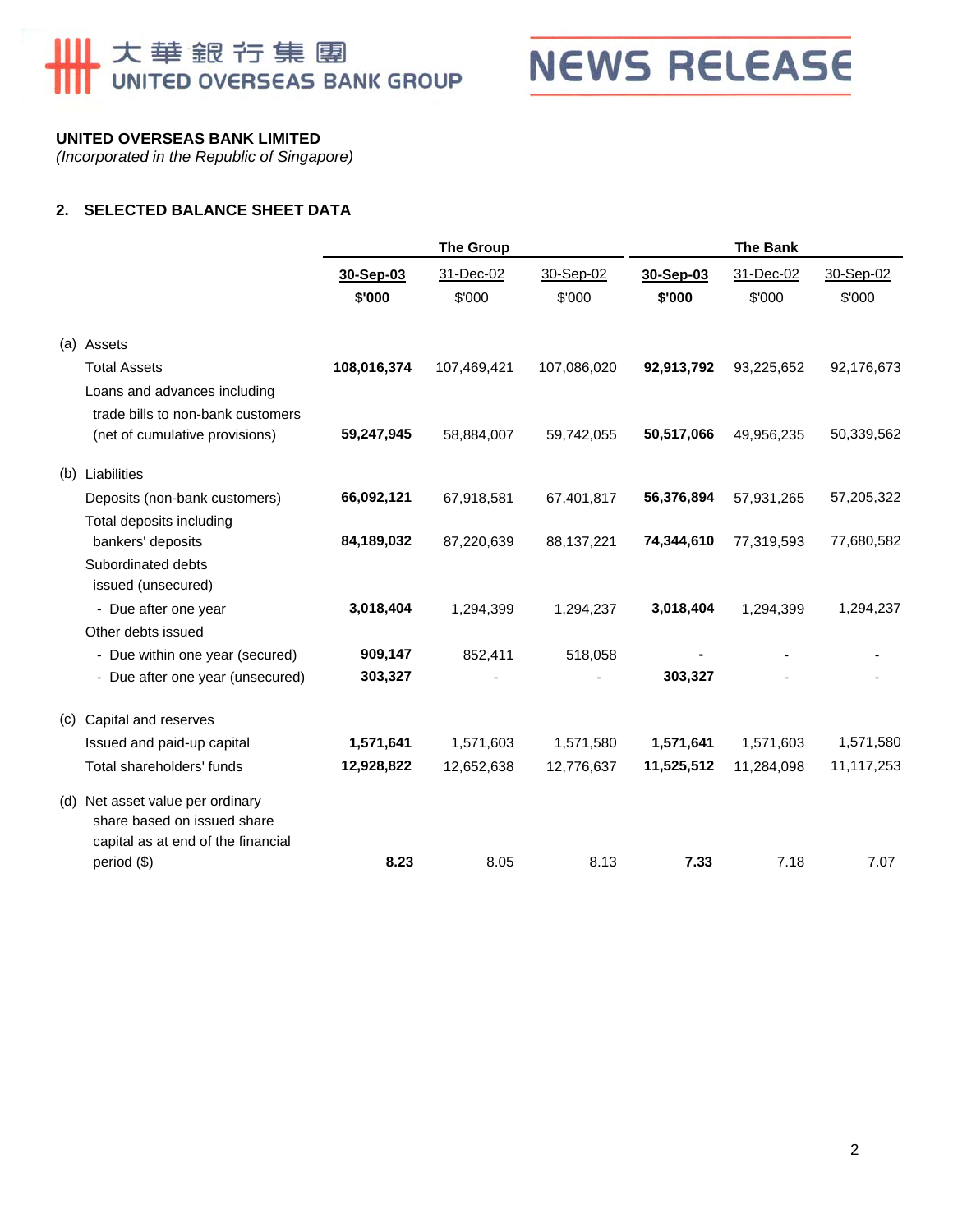**UNITED OVERSEAS BANK LIMITED**
*(Incorporated in the Republic of Singapore)*

## 2. SELECTED BALANCE SHEET DATA

| | The Group | | | The Bank | | |
|---|---|---|---|---|---|---|
| | **30-Sep-03** | 31-Dec-02 | 30-Sep-02 | **30-Sep-03** | 31-Dec-02 | 30-Sep-02 |
| | **$'000** | $'000 | $'000 | **$'000** | $'000 | $'000 |
| (a) Assets | | | | | | |
| Total Assets | **108,016,374** | 107,469,421 | 107,086,020 | **92,913,792** | 93,225,652 | 92,176,673 |
| Loans and advances including trade bills to non-bank customers (net of cumulative provisions) | **59,247,945** | 58,884,007 | 59,742,055 | **50,517,066** | 49,956,235 | 50,339,562 |
| (b) Liabilities | | | | | | |
| Deposits (non-bank customers) | **66,092,121** | 67,918,581 | 67,401,817 | **56,376,894** | 57,931,265 | 57,205,322 |
| Total deposits including bankers' deposits | **84,189,032** | 87,220,639 | 88,137,221 | **74,344,610** | 77,319,593 | 77,680,582 |
| Subordinated debts issued (unsecured) | | | | | | |
| - Due after one year | **3,018,404** | 1,294,399 | 1,294,237 | **3,018,404** | 1,294,399 | 1,294,237 |
| Other debts issued | | | | | | |
| - Due within one year (secured) | **909,147** | 852,411 | 518,058 | **-** | - | - |
| - Due after one year (unsecured) | **303,327** | - | - | **303,327** | - | - |
| (c) Capital and reserves | | | | | | |
| Issued and paid-up capital | **1,571,641** | 1,571,603 | 1,571,580 | **1,571,641** | 1,571,603 | 1,571,580 |
| Total shareholders' funds | **12,928,822** | 12,652,638 | 12,776,637 | **11,525,512** | 11,284,098 | 11,117,253 |
| (d) Net asset value per ordinary share based on issued share capital as at end of the financial period ($) | **8.23** | 8.05 | 8.13 | **7.33** | 7.18 | 7.07 |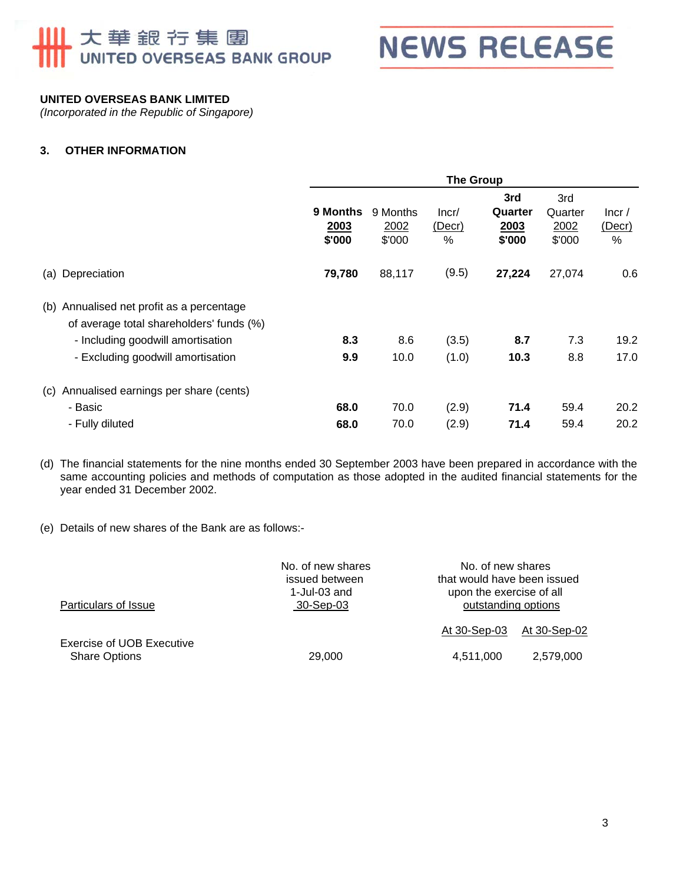**UNITED OVERSEAS BANK LIMITED**
*(Incorporated in the Republic of Singapore)*

### 3. OTHER INFORMATION

| | The Group | | | | | |
|---|---|---|---|---|---|---|
| | **9 Months 2003 $'000** | 9 Months 2002 $'000 | Incr/ (Decr) % | **3rd Quarter 2003 $'000** | 3rd Quarter 2002 $'000 | Incr / (Decr) % |
| (a) Depreciation | **79,780** | 88,117 | (9.5) | **27,224** | 27,074 | 0.6 |
| (b) Annualised net profit as a percentage of average total shareholders' funds (%) | | | | | | |
| - Including goodwill amortisation | **8.3** | 8.6 | (3.5) | **8.7** | 7.3 | 19.2 |
| - Excluding goodwill amortisation | **9.9** | 10.0 | (1.0) | **10.3** | 8.8 | 17.0 |
| (c) Annualised earnings per share (cents) | | | | | | |
| - Basic | **68.0** | 70.0 | (2.9) | **71.4** | 59.4 | 20.2 |
| - Fully diluted | **68.0** | 70.0 | (2.9) | **71.4** | 59.4 | 20.2 |

(d) The financial statements for the nine months ended 30 September 2003 have been prepared in accordance with the same accounting policies and methods of computation as those adopted in the audited financial statements for the year ended 31 December 2002.

(e) Details of new shares of the Bank are as follows:-

| Particulars of Issue | No. of new shares issued between 1-Jul-03 and 30-Sep-03 | No. of new shares that would have been issued upon the exercise of all outstanding options | |
|---|---|---|---|
| | | At 30-Sep-03 | At 30-Sep-02 |
| Exercise of UOB Executive Share Options | 29,000 | 4,511,000 | 2,579,000 |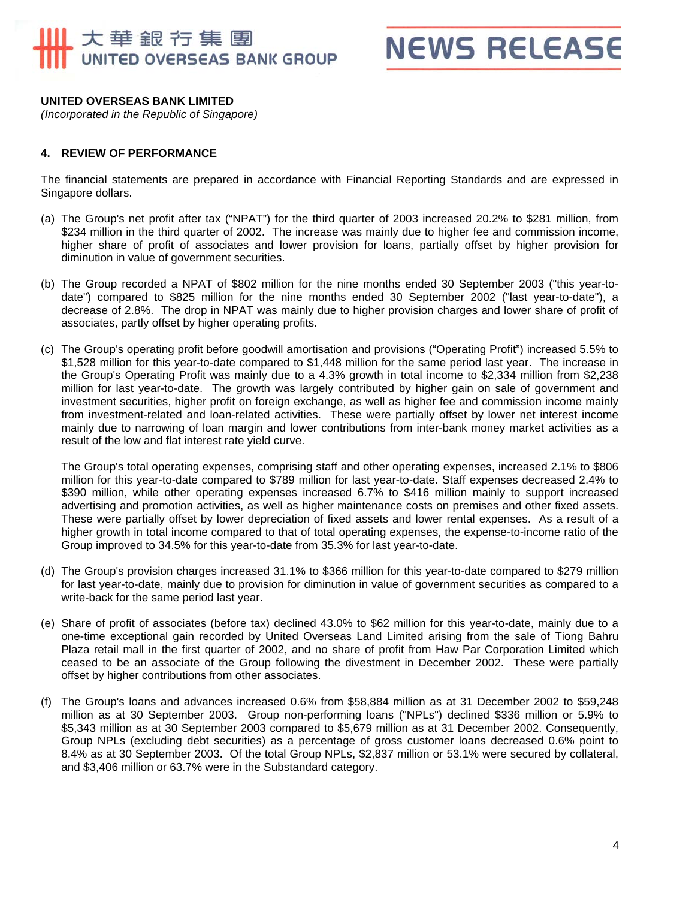**UNITED OVERSEAS BANK LIMITED**
*(Incorporated in the Republic of Singapore)*

## 4. REVIEW OF PERFORMANCE

The financial statements are prepared in accordance with Financial Reporting Standards and are expressed in Singapore dollars.

(a) The Group's net profit after tax ("NPAT") for the third quarter of 2003 increased 20.2% to $281 million, from $234 million in the third quarter of 2002. The increase was mainly due to higher fee and commission income, higher share of profit of associates and lower provision for loans, partially offset by higher provision for diminution in value of government securities.

(b) The Group recorded a NPAT of $802 million for the nine months ended 30 September 2003 ("this year-to-date") compared to $825 million for the nine months ended 30 September 2002 ("last year-to-date"), a decrease of 2.8%. The drop in NPAT was mainly due to higher provision charges and lower share of profit of associates, partly offset by higher operating profits.

(c) The Group's operating profit before goodwill amortisation and provisions ("Operating Profit") increased 5.5% to $1,528 million for this year-to-date compared to $1,448 million for the same period last year. The increase in the Group's Operating Profit was mainly due to a 4.3% growth in total income to $2,334 million from $2,238 million for last year-to-date. The growth was largely contributed by higher gain on sale of government and investment securities, higher profit on foreign exchange, as well as higher fee and commission income mainly from investment-related and loan-related activities. These were partially offset by lower net interest income mainly due to narrowing of loan margin and lower contributions from inter-bank money market activities as a result of the low and flat interest rate yield curve.

The Group's total operating expenses, comprising staff and other operating expenses, increased 2.1% to $806 million for this year-to-date compared to $789 million for last year-to-date. Staff expenses decreased 2.4% to $390 million, while other operating expenses increased 6.7% to $416 million mainly to support increased advertising and promotion activities, as well as higher maintenance costs on premises and other fixed assets. These were partially offset by lower depreciation of fixed assets and lower rental expenses. As a result of a higher growth in total income compared to that of total operating expenses, the expense-to-income ratio of the Group improved to 34.5% for this year-to-date from 35.3% for last year-to-date.

(d) The Group's provision charges increased 31.1% to $366 million for this year-to-date compared to $279 million for last year-to-date, mainly due to provision for diminution in value of government securities as compared to a write-back for the same period last year.

(e) Share of profit of associates (before tax) declined 43.0% to $62 million for this year-to-date, mainly due to a one-time exceptional gain recorded by United Overseas Land Limited arising from the sale of Tiong Bahru Plaza retail mall in the first quarter of 2002, and no share of profit from Haw Par Corporation Limited which ceased to be an associate of the Group following the divestment in December 2002. These were partially offset by higher contributions from other associates.

(f) The Group's loans and advances increased 0.6% from $58,884 million as at 31 December 2002 to $59,248 million as at 30 September 2003. Group non-performing loans ("NPLs") declined $336 million or 5.9% to $5,343 million as at 30 September 2003 compared to $5,679 million as at 31 December 2002. Consequently, Group NPLs (excluding debt securities) as a percentage of gross customer loans decreased 0.6% point to 8.4% as at 30 September 2003. Of the total Group NPLs, $2,837 million or 53.1% were secured by collateral, and $3,406 million or 63.7% were in the Substandard category.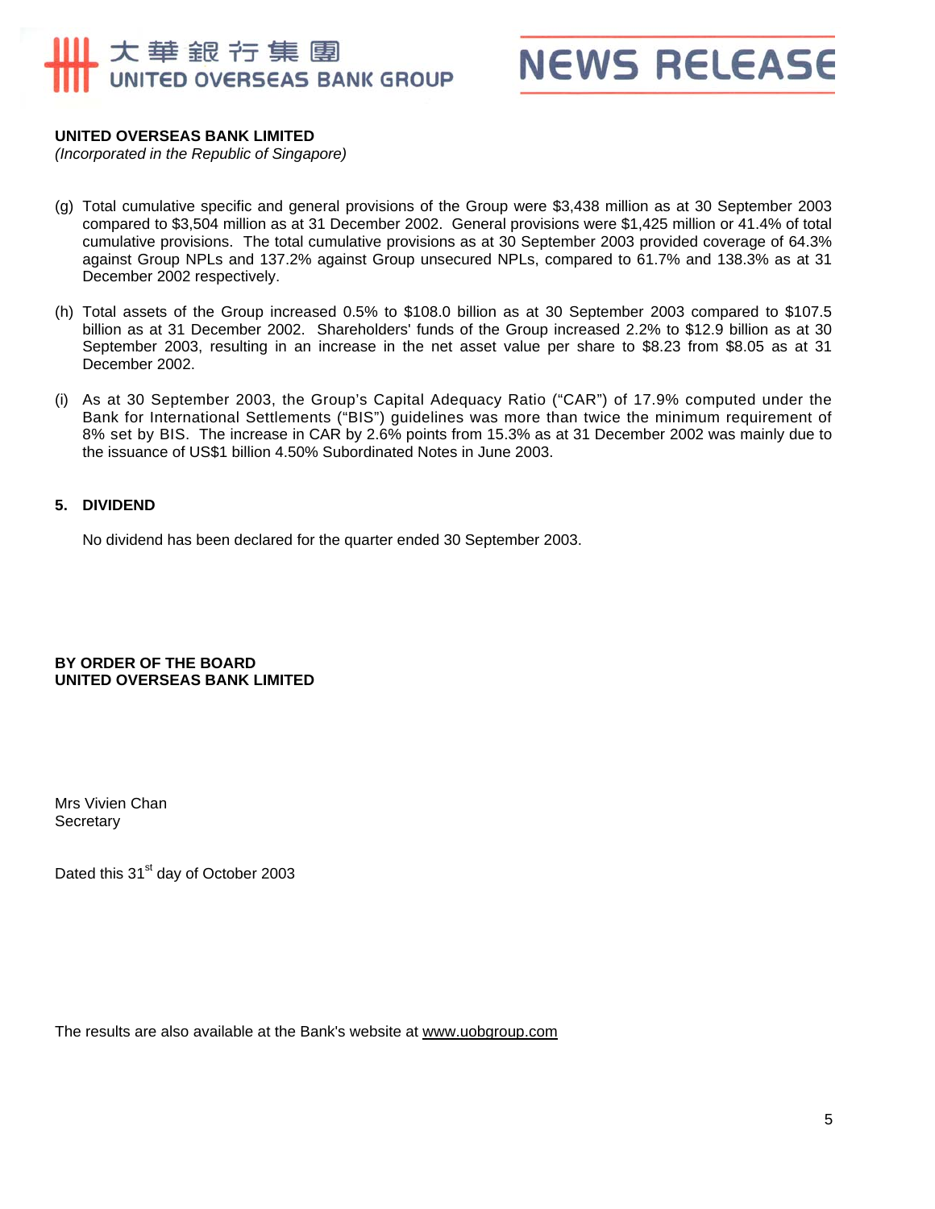**UNITED OVERSEAS BANK LIMITED**
*(Incorporated in the Republic of Singapore)*

(g) Total cumulative specific and general provisions of the Group were $3,438 million as at 30 September 2003 compared to $3,504 million as at 31 December 2002. General provisions were $1,425 million or 41.4% of total cumulative provisions. The total cumulative provisions as at 30 September 2003 provided coverage of 64.3% against Group NPLs and 137.2% against Group unsecured NPLs, compared to 61.7% and 138.3% as at 31 December 2002 respectively.

(h) Total assets of the Group increased 0.5% to $108.0 billion as at 30 September 2003 compared to $107.5 billion as at 31 December 2002. Shareholders' funds of the Group increased 2.2% to $12.9 billion as at 30 September 2003, resulting in an increase in the net asset value per share to $8.23 from $8.05 as at 31 December 2002.

(i) As at 30 September 2003, the Group's Capital Adequacy Ratio ("CAR") of 17.9% computed under the Bank for International Settlements ("BIS") guidelines was more than twice the minimum requirement of 8% set by BIS. The increase in CAR by 2.6% points from 15.3% as at 31 December 2002 was mainly due to the issuance of US$1 billion 4.50% Subordinated Notes in June 2003.

## 5. DIVIDEND

No dividend has been declared for the quarter ended 30 September 2003.

**BY ORDER OF THE BOARD**
**UNITED OVERSEAS BANK LIMITED**

Mrs Vivien Chan
Secretary

Dated this 31st day of October 2003

The results are also available at the Bank's website at www.uobgroup.com